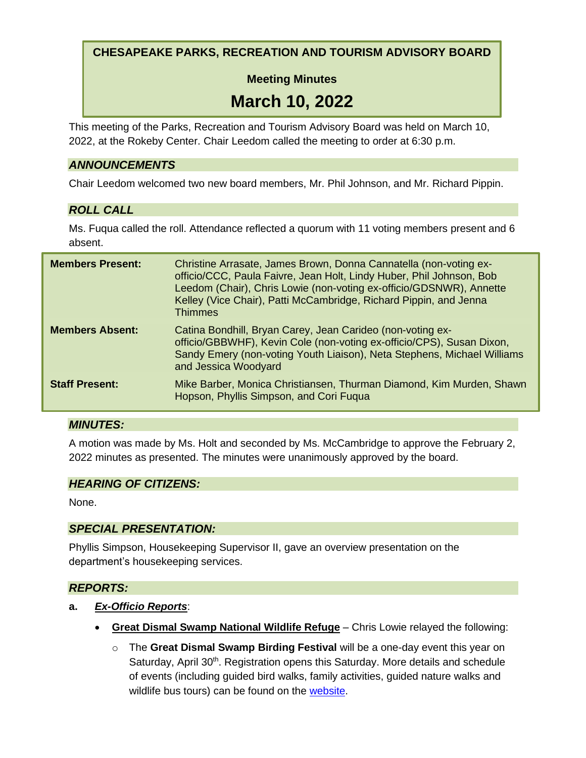# CHESAPEAKE PARKS, RECREATION AND TOURISM ADVISORY BOARD

## Meeting Minutes

# March 10, 2022

This meeting of the Parks, Recreation and Tourism Advisory Board was held on March 10, 2022, at the Rokeby Center. Chair Leedom called the meeting to order at 6:30 p.m.

### *ANNOUNCEMENTS*

Chair Leedom welcomed two new board members, Mr. Phil Johnson, and Mr. Richard Pippin.

### *ROLL CALL*

Ms. Fuqua called the roll. Attendance reflected a quorum with 11 voting members present and 6 absent.

| | |
|---|---|
| **Members Present:** | Christine Arrasate, James Brown, Donna Cannatella (non-voting ex-officio/CCC, Paula Faivre, Jean Holt, Lindy Huber, Phil Johnson, Bob Leedom (Chair), Chris Lowie (non-voting ex-officio/GDSNWR), Annette Kelley (Vice Chair), Patti McCambridge, Richard Pippin, and Jenna Thimmes |
| **Members Absent:** | Catina Bondhill, Bryan Carey, Jean Carideo (non-voting ex-officio/GBBWHF), Kevin Cole (non-voting ex-officio/CPS), Susan Dixon, Sandy Emery (non-voting Youth Liaison), Neta Stephens, Michael Williams and Jessica Woodyard |
| **Staff Present:** | Mike Barber, Monica Christiansen, Thurman Diamond, Kim Murden, Shawn Hopson, Phyllis Simpson, and Cori Fuqua |

### *MINUTES:*

A motion was made by Ms. Holt and seconded by Ms. McCambridge to approve the February 2, 2022 minutes as presented. The minutes were unanimously approved by the board.

### *HEARING OF CITIZENS:*

None.

### *SPECIAL PRESENTATION:*

Phyllis Simpson, Housekeeping Supervisor II, gave an overview presentation on the department's housekeeping services.

### *REPORTS:*

**a.** ***Ex-Officio Reports***:

- **Great Dismal Swamp National Wildlife Refuge** – Chris Lowie relayed the following:
  - The **Great Dismal Swamp Birding Festival** will be a one-day event this year on Saturday, April 30th. Registration opens this Saturday. More details and schedule of events (including guided bird walks, family activities, guided nature walks and wildlife bus tours) can be found on the website.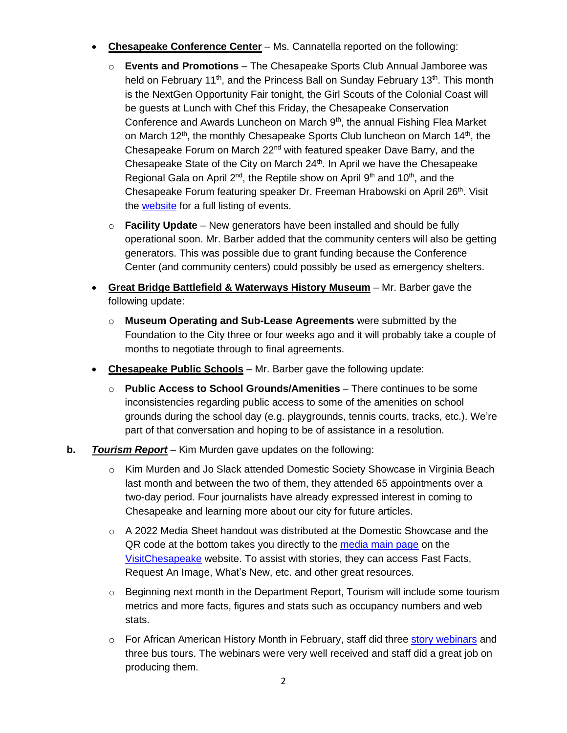- **Chesapeake Conference Center** – Ms. Cannatella reported on the following:
  - **Events and Promotions** – The Chesapeake Sports Club Annual Jamboree was held on February 11th, and the Princess Ball on Sunday February 13th. This month is the NextGen Opportunity Fair tonight, the Girl Scouts of the Colonial Coast will be guests at Lunch with Chef this Friday, the Chesapeake Conservation Conference and Awards Luncheon on March 9th, the annual Fishing Flea Market on March 12th, the monthly Chesapeake Sports Club luncheon on March 14th, the Chesapeake Forum on March 22nd with featured speaker Dave Barry, and the Chesapeake State of the City on March 24th. In April we have the Chesapeake Regional Gala on April 2nd, the Reptile show on April 9th and 10th, and the Chesapeake Forum featuring speaker Dr. Freeman Hrabowski on April 26th. Visit the website for a full listing of events.
  - **Facility Update** – New generators have been installed and should be fully operational soon. Mr. Barber added that the community centers will also be getting generators. This was possible due to grant funding because the Conference Center (and community centers) could possibly be used as emergency shelters.
- **Great Bridge Battlefield & Waterways History Museum** – Mr. Barber gave the following update:
  - **Museum Operating and Sub-Lease Agreements** were submitted by the Foundation to the City three or four weeks ago and it will probably take a couple of months to negotiate through to final agreements.
- **Chesapeake Public Schools** – Mr. Barber gave the following update:
  - **Public Access to School Grounds/Amenities** – There continues to be some inconsistencies regarding public access to some of the amenities on school grounds during the school day (e.g. playgrounds, tennis courts, tracks, etc.). We're part of that conversation and hoping to be of assistance in a resolution.

**b.** ***Tourism Report*** – Kim Murden gave updates on the following:

- Kim Murden and Jo Slack attended Domestic Society Showcase in Virginia Beach last month and between the two of them, they attended 65 appointments over a two-day period. Four journalists have already expressed interest in coming to Chesapeake and learning more about our city for future articles.
- A 2022 Media Sheet handout was distributed at the Domestic Showcase and the QR code at the bottom takes you directly to the media main page on the VisitChesapeake website. To assist with stories, they can access Fast Facts, Request An Image, What's New, etc. and other great resources.
- Beginning next month in the Department Report, Tourism will include some tourism metrics and more facts, figures and stats such as occupancy numbers and web stats.
- For African American History Month in February, staff did three story webinars and three bus tours. The webinars were very well received and staff did a great job on producing them.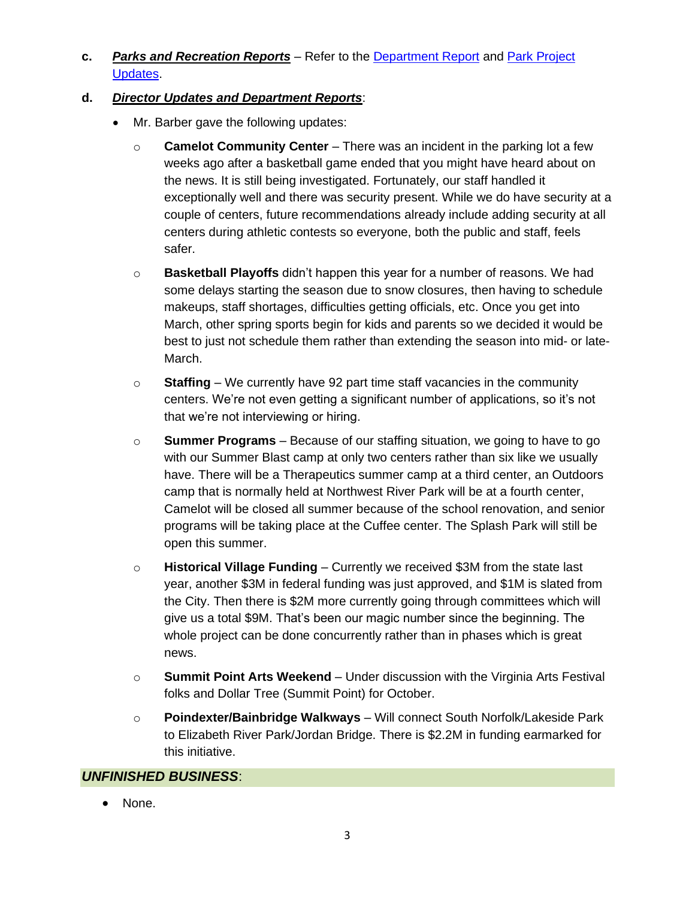**c.** ***Parks and Recreation Reports*** – Refer to the [Department Report]() and [Park Project Updates]().

**d.** ***Director Updates and Department Reports***:

- Mr. Barber gave the following updates:
  - **Camelot Community Center** – There was an incident in the parking lot a few weeks ago after a basketball game ended that you might have heard about on the news. It is still being investigated. Fortunately, our staff handled it exceptionally well and there was security present. While we do have security at a couple of centers, future recommendations already include adding security at all centers during athletic contests so everyone, both the public and staff, feels safer.
  - **Basketball Playoffs** didn't happen this year for a number of reasons. We had some delays starting the season due to snow closures, then having to schedule makeups, staff shortages, difficulties getting officials, etc. Once you get into March, other spring sports begin for kids and parents so we decided it would be best to just not schedule them rather than extending the season into mid- or late-March.
  - **Staffing** – We currently have 92 part time staff vacancies in the community centers. We're not even getting a significant number of applications, so it's not that we're not interviewing or hiring.
  - **Summer Programs** – Because of our staffing situation, we going to have to go with our Summer Blast camp at only two centers rather than six like we usually have. There will be a Therapeutics summer camp at a third center, an Outdoors camp that is normally held at Northwest River Park will be at a fourth center, Camelot will be closed all summer because of the school renovation, and senior programs will be taking place at the Cuffee center. The Splash Park will still be open this summer.
  - **Historical Village Funding** – Currently we received $3M from the state last year, another $3M in federal funding was just approved, and $1M is slated from the City. Then there is $2M more currently going through committees which will give us a total $9M. That's been our magic number since the beginning. The whole project can be done concurrently rather than in phases which is great news.
  - **Summit Point Arts Weekend** – Under discussion with the Virginia Arts Festival folks and Dollar Tree (Summit Point) for October.
  - **Poindexter/Bainbridge Walkways** – Will connect South Norfolk/Lakeside Park to Elizabeth River Park/Jordan Bridge. There is $2.2M in funding earmarked for this initiative.

## ***UNFINISHED BUSINESS***:

- None.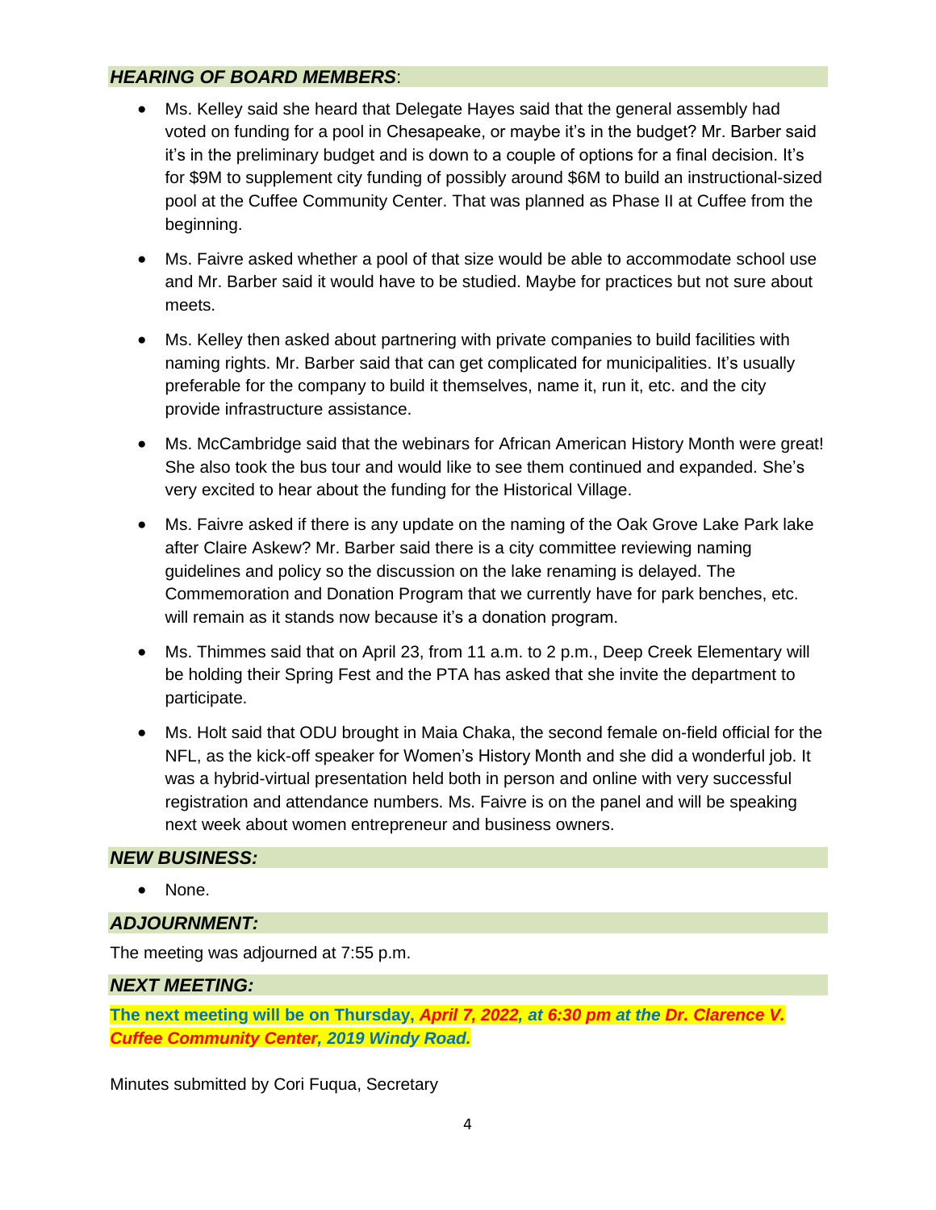## *HEARING OF BOARD MEMBERS*:

- Ms. Kelley said she heard that Delegate Hayes said that the general assembly had voted on funding for a pool in Chesapeake, or maybe it's in the budget? Mr. Barber said it's in the preliminary budget and is down to a couple of options for a final decision. It's for $9M to supplement city funding of possibly around $6M to build an instructional-sized pool at the Cuffee Community Center. That was planned as Phase II at Cuffee from the beginning.
- Ms. Faivre asked whether a pool of that size would be able to accommodate school use and Mr. Barber said it would have to be studied. Maybe for practices but not sure about meets.
- Ms. Kelley then asked about partnering with private companies to build facilities with naming rights. Mr. Barber said that can get complicated for municipalities. It's usually preferable for the company to build it themselves, name it, run it, etc. and the city provide infrastructure assistance.
- Ms. McCambridge said that the webinars for African American History Month were great! She also took the bus tour and would like to see them continued and expanded. She's very excited to hear about the funding for the Historical Village.
- Ms. Faivre asked if there is any update on the naming of the Oak Grove Lake Park lake after Claire Askew? Mr. Barber said there is a city committee reviewing naming guidelines and policy so the discussion on the lake renaming is delayed. The Commemoration and Donation Program that we currently have for park benches, etc. will remain as it stands now because it's a donation program.
- Ms. Thimmes said that on April 23, from 11 a.m. to 2 p.m., Deep Creek Elementary will be holding their Spring Fest and the PTA has asked that she invite the department to participate.
- Ms. Holt said that ODU brought in Maia Chaka, the second female on-field official for the NFL, as the kick-off speaker for Women's History Month and she did a wonderful job. It was a hybrid-virtual presentation held both in person and online with very successful registration and attendance numbers. Ms. Faivre is on the panel and will be speaking next week about women entrepreneur and business owners.

## *NEW BUSINESS:*

- None.

## *ADJOURNMENT:*

The meeting was adjourned at 7:55 p.m.

## *NEXT MEETING:*

**The next meeting will be on Thursday, *April 7, 2022, at 6:30 pm at the Dr. Clarence V. Cuffee Community Center, 2019 Windy Road.***

Minutes submitted by Cori Fuqua, Secretary